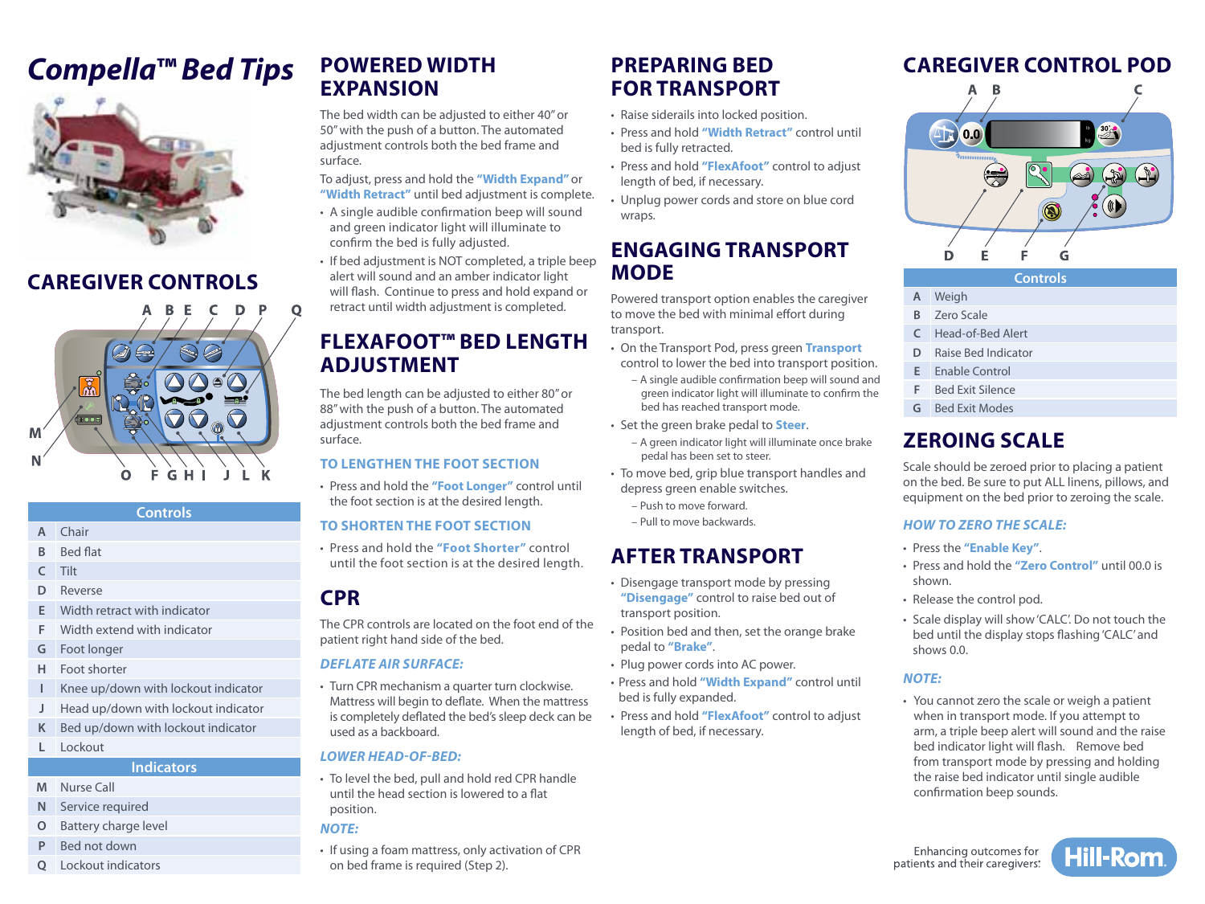# Compella™ Bed Tips

## CAREGIVER CONTROLS

| | Controls |
|---|---|
| A | Chair |
| B | Bed flat |
| C | Tilt |
| D | Reverse |
| E | Width retract with indicator |
| F | Width extend with indicator |
| G | Foot longer |
| H | Foot shorter |
| I | Knee up/down with lockout indicator |
| J | Head up/down with lockout indicator |
| K | Bed up/down with lockout indicator |
| L | Lockout |
| | **Indicators** |
| M | Nurse Call |
| N | Service required |
| O | Battery charge level |
| P | Bed not down |
| Q | Lockout indicators |

## POWERED WIDTH EXPANSION

The bed width can be adjusted to either 40" or 50" with the push of a button. The automated adjustment controls both the bed frame and surface.

To adjust, press and hold the **"Width Expand"** or **"Width Retract"** until bed adjustment is complete.

- A single audible confirmation beep will sound and green indicator light will illuminate to confirm the bed is fully adjusted.
- If bed adjustment is NOT completed, a triple beep alert will sound and an amber indicator light will flash. Continue to press and hold expand or retract until width adjustment is completed.

## FLEXAFOOT™ BED LENGTH ADJUSTMENT

The bed length can be adjusted to either 80" or 88" with the push of a button. The automated adjustment controls both the bed frame and surface.

### TO LENGTHEN THE FOOT SECTION

- Press and hold the **"Foot Longer"** control until the foot section is at the desired length.

### TO SHORTEN THE FOOT SECTION

- Press and hold the **"Foot Shorter"** control until the foot section is at the desired length.

## CPR

The CPR controls are located on the foot end of the patient right hand side of the bed.

### *DEFLATE AIR SURFACE:*

- Turn CPR mechanism a quarter turn clockwise. Mattress will begin to deflate. When the mattress is completely deflated the bed's sleep deck can be used as a backboard.

### *LOWER HEAD-OF-BED:*

- To level the bed, pull and hold red CPR handle until the head section is lowered to a flat position.

### *NOTE:*

- If using a foam mattress, only activation of CPR on bed frame is required (Step 2).

## PREPARING BED FOR TRANSPORT

- Raise siderails into locked position.
- Press and hold **"Width Retract"** control until bed is fully retracted.
- Press and hold **"FlexAfoot"** control to adjust length of bed, if necessary.
- Unplug power cords and store on blue cord wraps.

## ENGAGING TRANSPORT MODE

Powered transport option enables the caregiver to move the bed with minimal effort during transport.

- On the Transport Pod, press green **Transport** control to lower the bed into transport position.
  - A single audible confirmation beep will sound and green indicator light will illuminate to confirm the bed has reached transport mode.
- Set the green brake pedal to **Steer**.
  - A green indicator light will illuminate once brake pedal has been set to steer.
- To move bed, grip blue transport handles and depress green enable switches.
  - Push to move forward.
  - Pull to move backwards.

## AFTER TRANSPORT

- Disengage transport mode by pressing **"Disengage"** control to raise bed out of transport position.
- Position bed and then, set the orange brake pedal to **"Brake"**.
- Plug power cords into AC power.
- Press and hold **"Width Expand"** control until bed is fully expanded.
- Press and hold **"FlexAfoot"** control to adjust length of bed, if necessary.

## CAREGIVER CONTROL POD

| | Controls |
|---|---|
| A | Weigh |
| B | Zero Scale |
| C | Head-of-Bed Alert |
| D | Raise Bed Indicator |
| E | Enable Control |
| F | Bed Exit Silence |
| G | Bed Exit Modes |

## ZEROING SCALE

Scale should be zeroed prior to placing a patient on the bed. Be sure to put ALL linens, pillows, and equipment on the bed prior to zeroing the scale.

### *HOW TO ZERO THE SCALE:*

- Press the **"Enable Key"**.
- Press and hold the **"Zero Control"** until 00.0 is shown.
- Release the control pod.
- Scale display will show 'CALC'. Do not touch the bed until the display stops flashing 'CALC' and shows 0.0.

### *NOTE:*

- You cannot zero the scale or weigh a patient when in transport mode. If you attempt to arm, a triple beep alert will sound and the raise bed indicator light will flash. Remove bed from transport mode by pressing and holding the raise bed indicator until single audible confirmation beep sounds.

Enhancing outcomes for patients and their caregivers.® Hill-Rom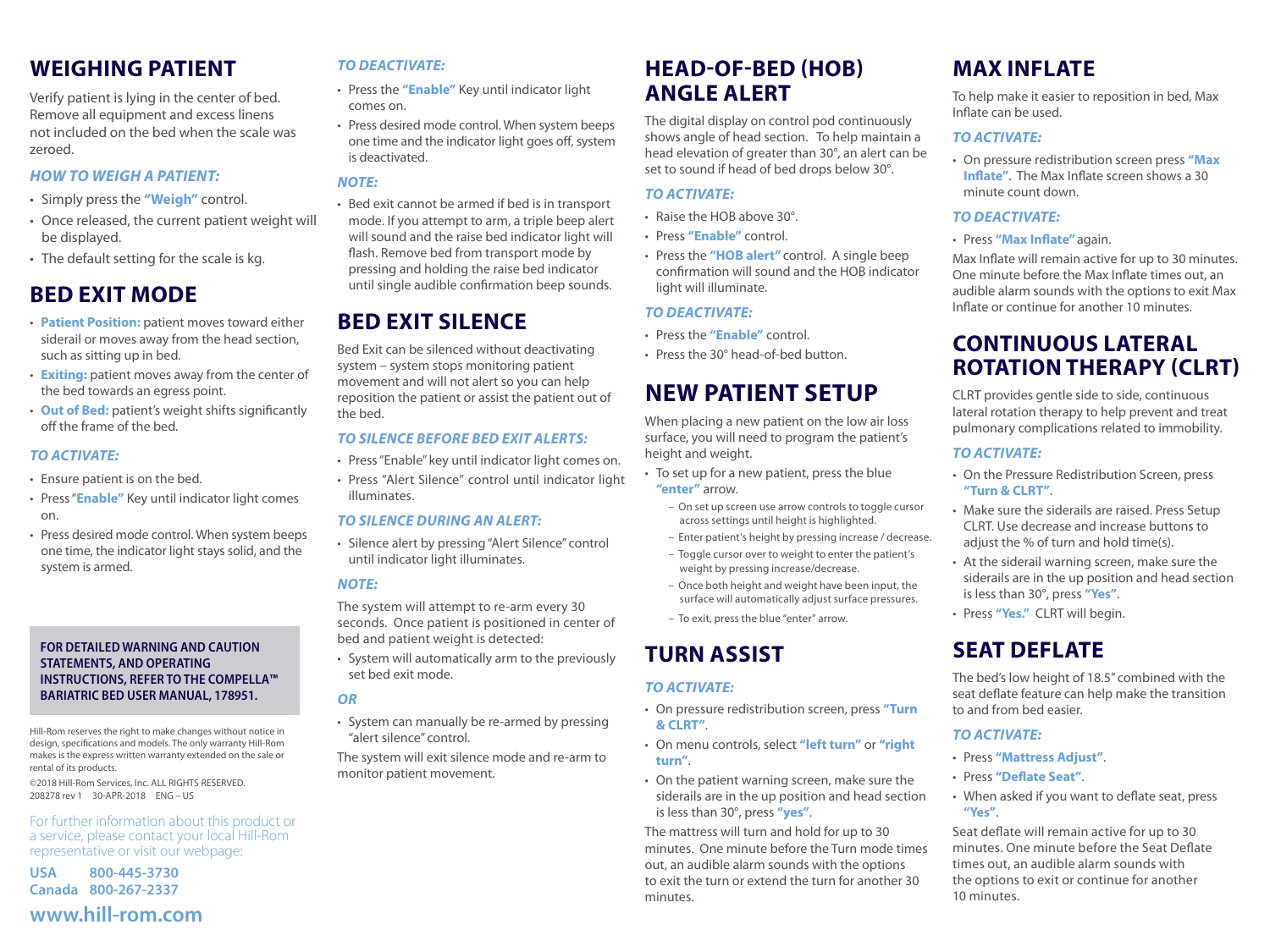## WEIGHING PATIENT

Verify patient is lying in the center of bed. Remove all equipment and excess linens not included on the bed when the scale was zeroed.

### *HOW TO WEIGH A PATIENT:*

- Simply press the **"Weigh"** control.
- Once released, the current patient weight will be displayed.
- The default setting for the scale is kg.

## BED EXIT MODE

- **Patient Position:** patient moves toward either siderail or moves away from the head section, such as sitting up in bed.
- **Exiting:** patient moves away from the center of the bed towards an egress point.
- **Out of Bed:** patient's weight shifts significantly off the frame of the bed.

### *TO ACTIVATE:*

- Ensure patient is on the bed.
- Press "**Enable"** Key until indicator light comes on.
- Press desired mode control. When system beeps one time, the indicator light stays solid, and the system is armed.

**FOR DETAILED WARNING AND CAUTION STATEMENTS, AND OPERATING INSTRUCTIONS, REFER TO THE COMPELLA™ BARIATRIC BED USER MANUAL, 178951.**

Hill-Rom reserves the right to make changes without notice in design, specifications and models. The only warranty Hill-Rom makes is the express written warranty extended on the sale or rental of its products.

©2018 Hill-Rom Services, Inc. ALL RIGHTS RESERVED.
208278 rev 1 30-APR-2018 ENG – US

For further information about this product or a service, please contact your local Hill-Rom representative or visit our webpage:

**USA** 800-445-3730
**Canada** 800-267-2337

**www.hill-rom.com**

### *TO DEACTIVATE:*

- Press the **"Enable"** Key until indicator light comes on.
- Press desired mode control. When system beeps one time and the indicator light goes off, system is deactivated.

### *NOTE:*

- Bed exit cannot be armed if bed is in transport mode. If you attempt to arm, a triple beep alert will sound and the raise bed indicator light will flash. Remove bed from transport mode by pressing and holding the raise bed indicator until single audible confirmation beep sounds.

## BED EXIT SILENCE

Bed Exit can be silenced without deactivating system – system stops monitoring patient movement and will not alert so you can help reposition the patient or assist the patient out of the bed.

### *TO SILENCE BEFORE BED EXIT ALERTS:*

- Press "Enable" key until indicator light comes on.
- Press "Alert Silence" control until indicator light illuminates.

### *TO SILENCE DURING AN ALERT:*

- Silence alert by pressing "Alert Silence" control until indicator light illuminates.

### *NOTE:*

The system will attempt to re-arm every 30 seconds. Once patient is positioned in center of bed and patient weight is detected:

- System will automatically arm to the previously set bed exit mode.

### *OR*

- System can manually be re-armed by pressing "alert silence" control.

The system will exit silence mode and re-arm to monitor patient movement.

## HEAD-OF-BED (HOB) ANGLE ALERT

The digital display on control pod continuously shows angle of head section. To help maintain a head elevation of greater than 30°, an alert can be set to sound if head of bed drops below 30°.

### *TO ACTIVATE:*

- Raise the HOB above 30°.
- Press **"Enable"** control.
- Press the **"HOB alert"** control. A single beep confirmation will sound and the HOB indicator light will illuminate.

### *TO DEACTIVATE:*

- Press the **"Enable"** control.
- Press the 30° head-of-bed button.

## NEW PATIENT SETUP

When placing a new patient on the low air loss surface, you will need to program the patient's height and weight.

- To set up for a new patient, press the blue **"enter"** arrow.
  - On set up screen use arrow controls to toggle cursor across settings until height is highlighted.
  - Enter patient's height by pressing increase / decrease.
  - Toggle cursor over to weight to enter the patient's weight by pressing increase/decrease.
  - Once both height and weight have been input, the surface will automatically adjust surface pressures.
  - To exit, press the blue "enter" arrow.

## TURN ASSIST

### *TO ACTIVATE:*

- On pressure redistribution screen, press **"Turn & CLRT"**.
- On menu controls, select **"left turn"** or **"right turn"**.
- On the patient warning screen, make sure the siderails are in the up position and head section is less than 30°, press **"yes"**.

The mattress will turn and hold for up to 30 minutes. One minute before the Turn mode times out, an audible alarm sounds with the options to exit the turn or extend the turn for another 30 minutes.

## MAX INFLATE

To help make it easier to reposition in bed, Max Inflate can be used.

### *TO ACTIVATE:*

- On pressure redistribution screen press **"Max Inflate"**. The Max Inflate screen shows a 30 minute count down.

### *TO DEACTIVATE:*

- Press **"Max Inflate"** again.

Max Inflate will remain active for up to 30 minutes. One minute before the Max Inflate times out, an audible alarm sounds with the options to exit Max Inflate or continue for another 10 minutes.

## CONTINUOUS LATERAL ROTATION THERAPY (CLRT)

CLRT provides gentle side to side, continuous lateral rotation therapy to help prevent and treat pulmonary complications related to immobility.

### *TO ACTIVATE:*

- On the Pressure Redistribution Screen, press **"Turn & CLRT"**.
- Make sure the siderails are raised. Press Setup CLRT. Use decrease and increase buttons to adjust the % of turn and hold time(s).
- At the siderail warning screen, make sure the siderails are in the up position and head section is less than 30°, press **"Yes"**.
- Press **"Yes."** CLRT will begin.

## SEAT DEFLATE

The bed's low height of 18.5" combined with the seat deflate feature can help make the transition to and from bed easier.

### *TO ACTIVATE:*

- Press **"Mattress Adjust"**.
- Press **"Deflate Seat"**.
- When asked if you want to deflate seat, press **"Yes"**.

Seat deflate will remain active for up to 30 minutes. One minute before the Seat Deflate times out, an audible alarm sounds with the options to exit or continue for another 10 minutes.